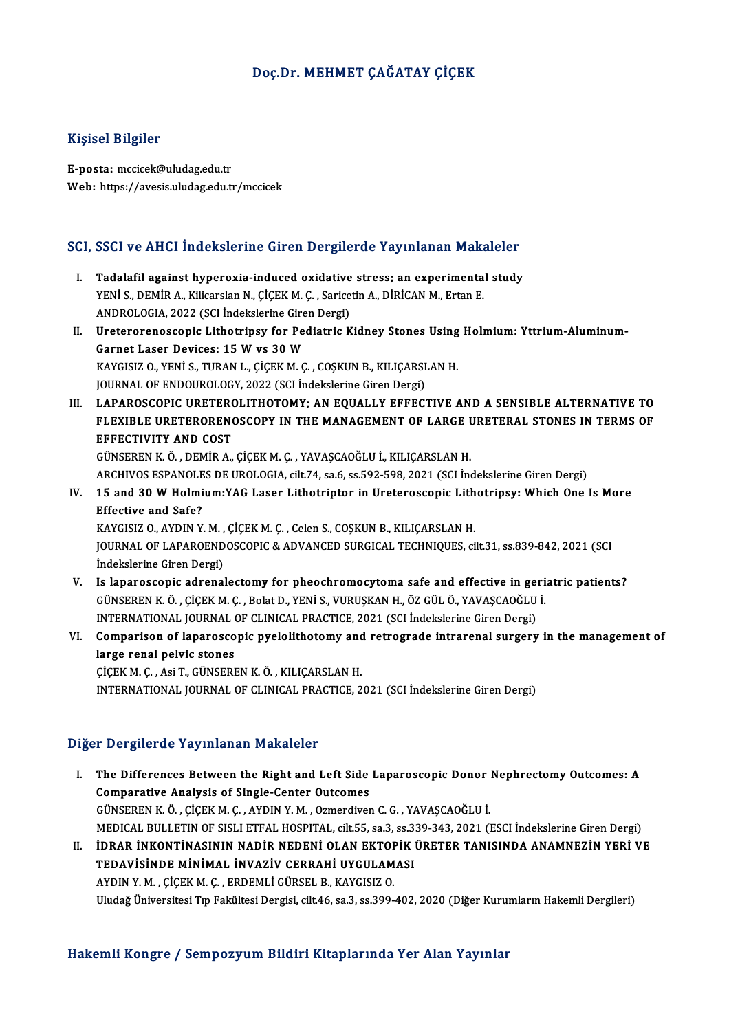# Doç.Dr. MEHMET ÇAĞATAY ÇİÇEK

## Kişisel Bilgiler

**E-posta:** mccicek@uludag.edu.tr
**Web:** https://avesis.uludag.edu.tr/mccicek

## SCI, SSCI ve AHCI İndekslerine Giren Dergilerde Yayınlanan Makaleler

I. **Tadalafil against hyperoxia-induced oxidative stress; an experimental study**
YENİ S., DEMİR A., Kilicarslan N., ÇİÇEK M. Ç. , Saricetin A., DİRİCAN M., Ertan E.
ANDROLOGIA, 2022 (SCI İndekslerine Giren Dergi)

II. **Ureterorenoscopic Lithotripsy for Pediatric Kidney Stones Using Holmium: Yttrium-Aluminum-Garnet Laser Devices: 15 W vs 30 W**
KAYGISIZ O., YENİ S., TURAN L., ÇİÇEK M. Ç. , COŞKUN B., KILIÇARSLAN H.
JOURNAL OF ENDOUROLOGY, 2022 (SCI İndekslerine Giren Dergi)

III. **LAPAROSCOPIC URETEROLITHOTOMY; AN EQUALLY EFFECTIVE AND A SENSIBLE ALTERNATIVE TO FLEXIBLE URETERORENOSCOPY IN THE MANAGEMENT OF LARGE URETERAL STONES IN TERMS OF EFFECTIVITY AND COST**
GÜNSEREN K. Ö. , DEMİR A., ÇİÇEK M. Ç. , YAVAŞCAOĞLU İ., KILIÇARSLAN H.
ARCHIVOS ESPANOLES DE UROLOGIA, cilt.74, sa.6, ss.592-598, 2021 (SCI İndekslerine Giren Dergi)

IV. **15 and 30 W Holmium:YAG Laser Lithotriptor in Ureteroscopic Lithotripsy: Which One Is More Effective and Safe?**
KAYGISIZ O., AYDIN Y. M. , ÇİÇEK M. Ç. , Celen S., COŞKUN B., KILIÇARSLAN H.
JOURNAL OF LAPAROENDOSCOPIC & ADVANCED SURGICAL TECHNIQUES, cilt.31, ss.839-842, 2021 (SCI İndekslerine Giren Dergi)

V. **Is laparoscopic adrenalectomy for pheochromocytoma safe and effective in geriatric patients?**
GÜNSEREN K. Ö. , ÇİÇEK M. Ç. , Bolat D., YENİ S., VURUŞKAN H., ÖZ GÜL Ö., YAVAŞCAOĞLU İ.
INTERNATIONAL JOURNAL OF CLINICAL PRACTICE, 2021 (SCI İndekslerine Giren Dergi)

VI. **Comparison of laparoscopic pyelolithotomy and retrograde intrarenal surgery in the management of large renal pelvic stones**
ÇİÇEK M. Ç. , Asi T., GÜNSEREN K. Ö. , KILIÇARSLAN H.
INTERNATIONAL JOURNAL OF CLINICAL PRACTICE, 2021 (SCI İndekslerine Giren Dergi)

## Diğer Dergilerde Yayınlanan Makaleler

I. **The Differences Between the Right and Left Side Laparoscopic Donor Nephrectomy Outcomes: A Comparative Analysis of Single-Center Outcomes**
GÜNSEREN K. Ö. , ÇİÇEK M. Ç. , AYDIN Y. M. , Ozmerdiven C. G. , YAVAŞCAOĞLU İ.
MEDICAL BULLETIN OF SISLI ETFAL HOSPITAL, cilt.55, sa.3, ss.339-343, 2021 (ESCI İndekslerine Giren Dergi)

II. **İDRAR İNKONTİNASININ NADİR NEDENİ OLAN EKTOPİK ÜRETER TANISINDA ANAMNEZİN YERİ VE TEDAVİSİNDE MİNİMAL İNVAZİV CERRAHİ UYGULAMASI**
AYDIN Y. M. , ÇİÇEK M. Ç. , ERDEMLİ GÜRSEL B., KAYGISIZ O.
Uludağ Üniversitesi Tıp Fakültesi Dergisi, cilt.46, sa.3, ss.399-402, 2020 (Diğer Kurumların Hakemli Dergileri)

## Hakemli Kongre / Sempozyum Bildiri Kitaplarında Yer Alan Yayınlar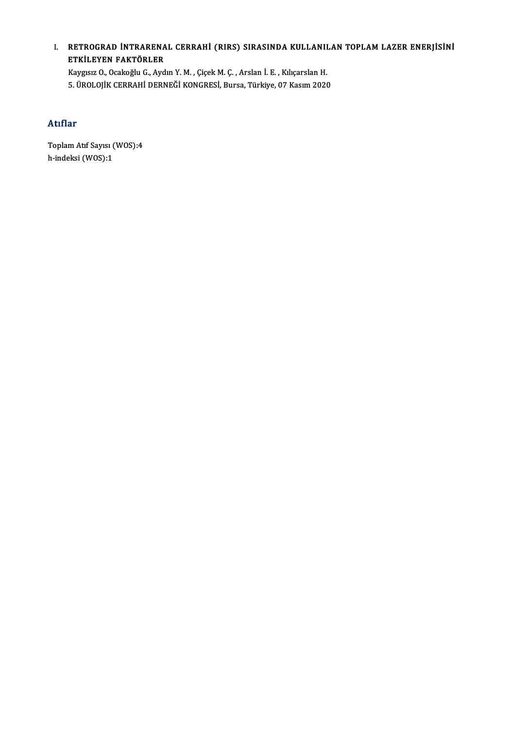I. **RETROGRAD İNTRARENAL CERRAHİ (RIRS) SIRASINDA KULLANILAN TOPLAM LAZER ENERJİSİNİ ETKİLEYEN FAKTÖRLER**
Kaygısız O., Ocakoğlu G., Aydın Y. M. , Çiçek M. Ç. , Arslan İ. E. , Kılıçarslan H.
5. ÜROLOJİK CERRAHİ DERNEĞİ KONGRESİ, Bursa, Türkiye, 07 Kasım 2020

## Atıflar

Toplam Atıf Sayısı (WOS):4
h-indeksi (WOS):1